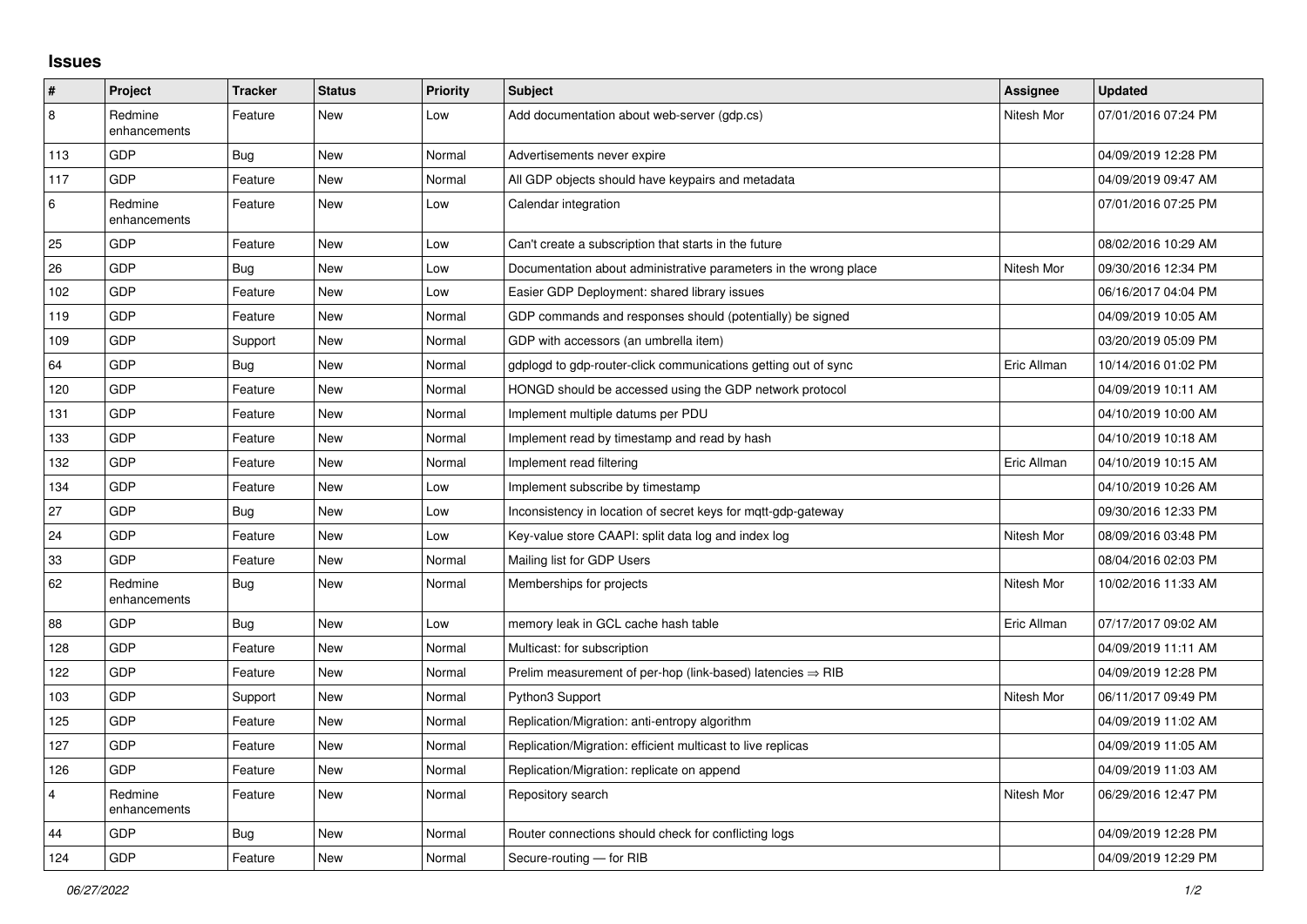# Issues

| # | Project | Tracker | Status | Priority | Subject | Assignee | Updated |
|---|---|---|---|---|---|---|---|
| 8 | Redmine enhancements | Feature | New | Low | Add documentation about web-server (gdp.cs) | Nitesh Mor | 07/01/2016 07:24 PM |
| 113 | GDP | Bug | New | Normal | Advertisements never expire | | 04/09/2019 12:28 PM |
| 117 | GDP | Feature | New | Normal | All GDP objects should have keypairs and metadata | | 04/09/2019 09:47 AM |
| 6 | Redmine enhancements | Feature | New | Low | Calendar integration | | 07/01/2016 07:25 PM |
| 25 | GDP | Feature | New | Low | Can't create a subscription that starts in the future | | 08/02/2016 10:29 AM |
| 26 | GDP | Bug | New | Low | Documentation about administrative parameters in the wrong place | Nitesh Mor | 09/30/2016 12:34 PM |
| 102 | GDP | Feature | New | Low | Easier GDP Deployment: shared library issues | | 06/16/2017 04:04 PM |
| 119 | GDP | Feature | New | Normal | GDP commands and responses should (potentially) be signed | | 04/09/2019 10:05 AM |
| 109 | GDP | Support | New | Normal | GDP with accessors (an umbrella item) | | 03/20/2019 05:09 PM |
| 64 | GDP | Bug | New | Normal | gdplogd to gdp-router-click communications getting out of sync | Eric Allman | 10/14/2016 01:02 PM |
| 120 | GDP | Feature | New | Normal | HONGD should be accessed using the GDP network protocol | | 04/09/2019 10:11 AM |
| 131 | GDP | Feature | New | Normal | Implement multiple datums per PDU | | 04/10/2019 10:00 AM |
| 133 | GDP | Feature | New | Normal | Implement read by timestamp and read by hash | | 04/10/2019 10:18 AM |
| 132 | GDP | Feature | New | Normal | Implement read filtering | Eric Allman | 04/10/2019 10:15 AM |
| 134 | GDP | Feature | New | Low | Implement subscribe by timestamp | | 04/10/2019 10:26 AM |
| 27 | GDP | Bug | New | Low | Inconsistency in location of secret keys for mqtt-gdp-gateway | | 09/30/2016 12:33 PM |
| 24 | GDP | Feature | New | Low | Key-value store CAAPI: split data log and index log | Nitesh Mor | 08/09/2016 03:48 PM |
| 33 | GDP | Feature | New | Normal | Mailing list for GDP Users | | 08/04/2016 02:03 PM |
| 62 | Redmine enhancements | Bug | New | Normal | Memberships for projects | Nitesh Mor | 10/02/2016 11:33 AM |
| 88 | GDP | Bug | New | Low | memory leak in GCL cache hash table | Eric Allman | 07/17/2017 09:02 AM |
| 128 | GDP | Feature | New | Normal | Multicast: for subscription | | 04/09/2019 11:11 AM |
| 122 | GDP | Feature | New | Normal | Prelim measurement of per-hop (link-based) latencies ⇒ RIB | | 04/09/2019 12:28 PM |
| 103 | GDP | Support | New | Normal | Python3 Support | Nitesh Mor | 06/11/2017 09:49 PM |
| 125 | GDP | Feature | New | Normal | Replication/Migration: anti-entropy algorithm | | 04/09/2019 11:02 AM |
| 127 | GDP | Feature | New | Normal | Replication/Migration: efficient multicast to live replicas | | 04/09/2019 11:05 AM |
| 126 | GDP | Feature | New | Normal | Replication/Migration: replicate on append | | 04/09/2019 11:03 AM |
| 4 | Redmine enhancements | Feature | New | Normal | Repository search | Nitesh Mor | 06/29/2016 12:47 PM |
| 44 | GDP | Bug | New | Normal | Router connections should check for conflicting logs | | 04/09/2019 12:28 PM |
| 124 | GDP | Feature | New | Normal | Secure-routing — for RIB | | 04/09/2019 12:29 PM |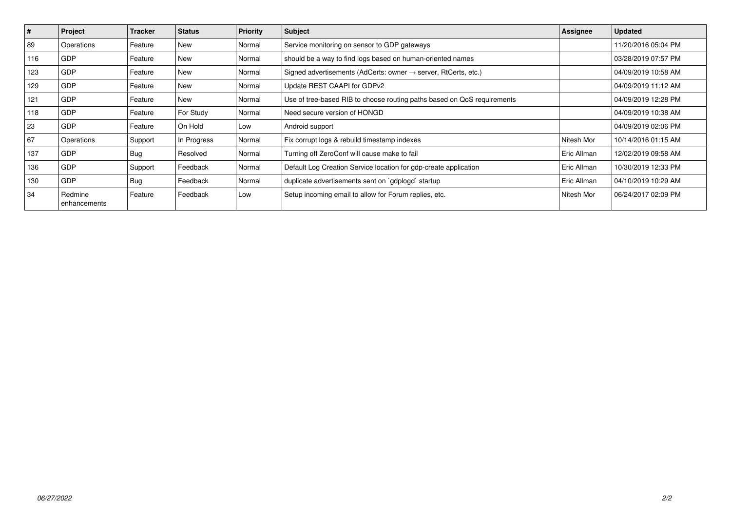| # | Project | Tracker | Status | Priority | Subject | Assignee | Updated |
|---|---|---|---|---|---|---|---|
| 89 | Operations | Feature | New | Normal | Service monitoring on sensor to GDP gateways | | 11/20/2016 05:04 PM |
| 116 | GDP | Feature | New | Normal | should be a way to find logs based on human-oriented names | | 03/28/2019 07:57 PM |
| 123 | GDP | Feature | New | Normal | Signed advertisements (AdCerts: owner → server, RtCerts, etc.) | | 04/09/2019 10:58 AM |
| 129 | GDP | Feature | New | Normal | Update REST CAAPI for GDPv2 | | 04/09/2019 11:12 AM |
| 121 | GDP | Feature | New | Normal | Use of tree-based RIB to choose routing paths based on QoS requirements | | 04/09/2019 12:28 PM |
| 118 | GDP | Feature | For Study | Normal | Need secure version of HONGD | | 04/09/2019 10:38 AM |
| 23 | GDP | Feature | On Hold | Low | Android support | | 04/09/2019 02:06 PM |
| 67 | Operations | Support | In Progress | Normal | Fix corrupt logs & rebuild timestamp indexes | Nitesh Mor | 10/14/2016 01:15 AM |
| 137 | GDP | Bug | Resolved | Normal | Turning off ZeroConf will cause make to fail | Eric Allman | 12/02/2019 09:58 AM |
| 136 | GDP | Support | Feedback | Normal | Default Log Creation Service location for gdp-create application | Eric Allman | 10/30/2019 12:33 PM |
| 130 | GDP | Bug | Feedback | Normal | duplicate advertisements sent on `gdplogd` startup | Eric Allman | 04/10/2019 10:29 AM |
| 34 | Redmine enhancements | Feature | Feedback | Low | Setup incoming email to allow for Forum replies, etc. | Nitesh Mor | 06/24/2017 02:09 PM |

*06/27/2022*